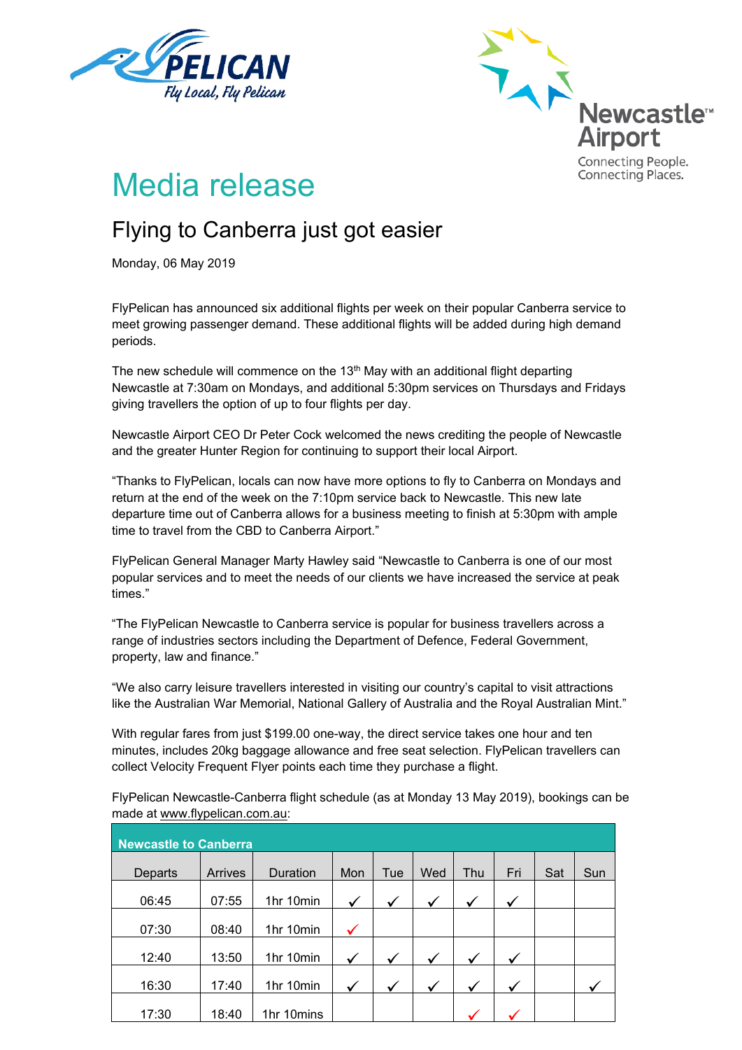Newcastle Airport

Connecting People.
Connecting Places.

# Media release

## Flying to Canberra just got easier

Monday, 06 May 2019

FlyPelican has announced six additional flights per week on their popular Canberra service to meet growing passenger demand. These additional flights will be added during high demand periods.

The new schedule will commence on the 13th May with an additional flight departing Newcastle at 7:30am on Mondays, and additional 5:30pm services on Thursdays and Fridays giving travellers the option of up to four flights per day.

Newcastle Airport CEO Dr Peter Cock welcomed the news crediting the people of Newcastle and the greater Hunter Region for continuing to support their local Airport.

“Thanks to FlyPelican, locals can now have more options to fly to Canberra on Mondays and return at the end of the week on the 7:10pm service back to Newcastle. This new late departure time out of Canberra allows for a business meeting to finish at 5:30pm with ample time to travel from the CBD to Canberra Airport.”

FlyPelican General Manager Marty Hawley said “Newcastle to Canberra is one of our most popular services and to meet the needs of our clients we have increased the service at peak times.”

“The FlyPelican Newcastle to Canberra service is popular for business travellers across a range of industries sectors including the Department of Defence, Federal Government, property, law and finance.”

“We also carry leisure travellers interested in visiting our country’s capital to visit attractions like the Australian War Memorial, National Gallery of Australia and the Royal Australian Mint.”

With regular fares from just $199.00 one-way, the direct service takes one hour and ten minutes, includes 20kg baggage allowance and free seat selection. FlyPelican travellers can collect Velocity Frequent Flyer points each time they purchase a flight.

FlyPelican Newcastle-Canberra flight schedule (as at Monday 13 May 2019), bookings can be made at www.flypelican.com.au:

| Newcastle to Canberra | | | | | | | | | |
|---|---|---|---|---|---|---|---|---|---|
| Departs | Arrives | Duration | Mon | Tue | Wed | Thu | Fri | Sat | Sun |
| 06:45 | 07:55 | 1hr 10min | ✓ | ✓ | ✓ | ✓ | ✓ | | |
| 07:30 | 08:40 | 1hr 10min | ✓ | | | | | | |
| 12:40 | 13:50 | 1hr 10min | ✓ | ✓ | ✓ | ✓ | ✓ | | |
| 16:30 | 17:40 | 1hr 10min | ✓ | ✓ | ✓ | ✓ | ✓ | | ✓ |
| 17:30 | 18:40 | 1hr 10mins | | | | ✓ | ✓ | | |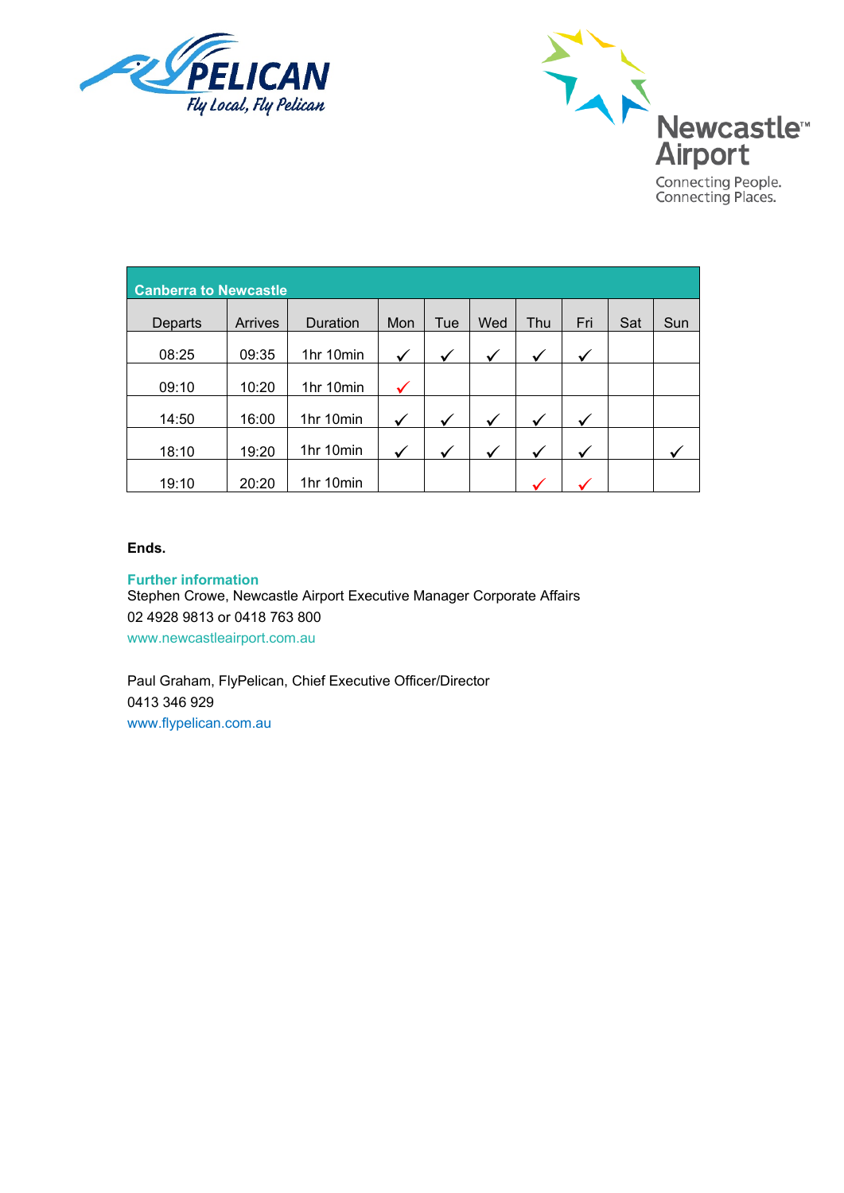Canberra to Newcastle

| Departs | Arrives | Duration | Mon | Tue | Wed | Thu | Fri | Sat | Sun |
|---|---|---|---|---|---|---|---|---|---|
| 08:25 | 09:35 | 1hr 10min | ✓ | ✓ | ✓ | ✓ | ✓ | | |
| 09:10 | 10:20 | 1hr 10min | ✓ | | | | | | |
| 14:50 | 16:00 | 1hr 10min | ✓ | ✓ | ✓ | ✓ | ✓ | | |
| 18:10 | 19:20 | 1hr 10min | ✓ | ✓ | ✓ | ✓ | ✓ | | ✓ |
| 19:10 | 20:20 | 1hr 10min | | | | ✓ | ✓ | | |

**Ends.**

**Further information**

Stephen Crowe, Newcastle Airport Executive Manager Corporate Affairs
02 4928 9813 or 0418 763 800
www.newcastleairport.com.au

Paul Graham, FlyPelican, Chief Executive Officer/Director
0413 346 929
www.flypelican.com.au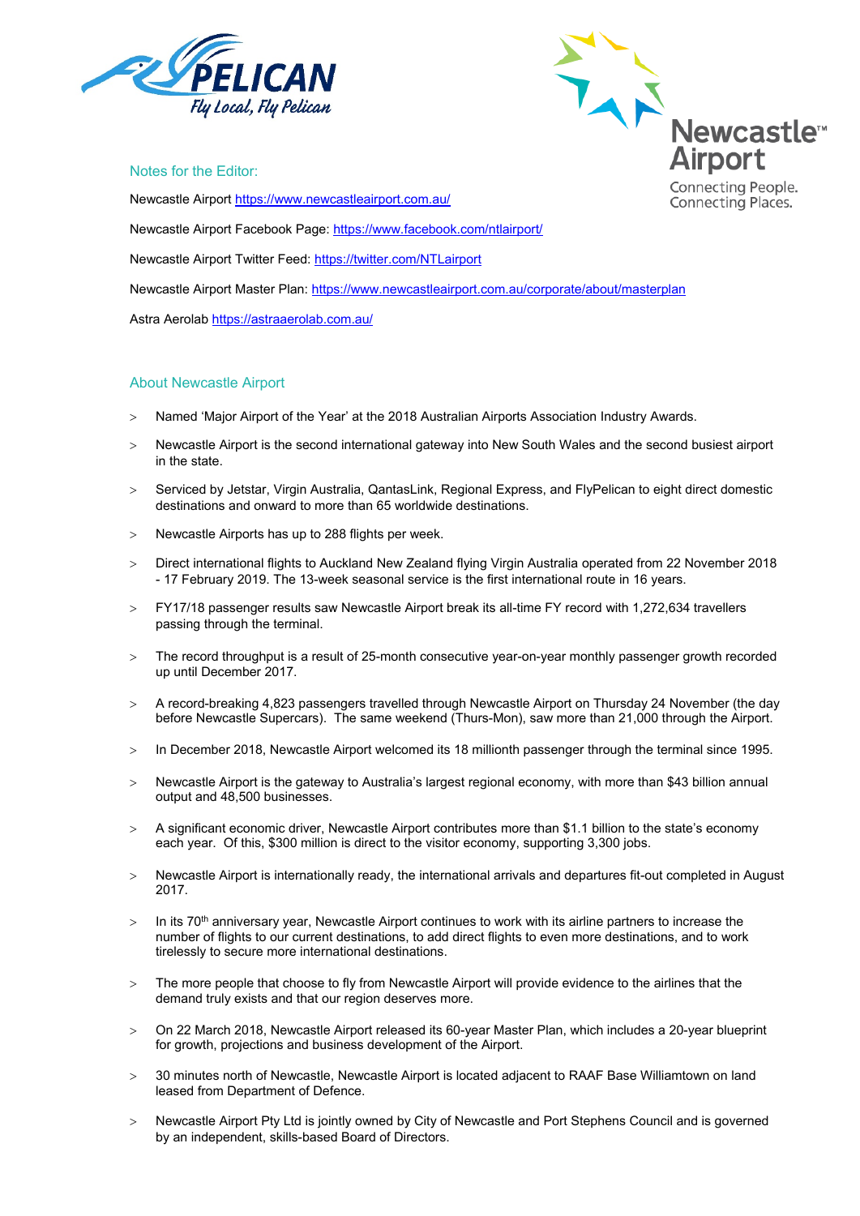## Notes for the Editor:

Newcastle Airport https://www.newcastleairport.com.au/

Newcastle Airport Facebook Page: https://www.facebook.com/ntlairport/

Newcastle Airport Twitter Feed: https://twitter.com/NTLairport

Newcastle Airport Master Plan: https://www.newcastleairport.com.au/corporate/about/masterplan

Astra Aerolab https://astraaerolab.com.au/

## About Newcastle Airport

- Named 'Major Airport of the Year' at the 2018 Australian Airports Association Industry Awards.
- Newcastle Airport is the second international gateway into New South Wales and the second busiest airport in the state.
- Serviced by Jetstar, Virgin Australia, QantasLink, Regional Express, and FlyPelican to eight direct domestic destinations and onward to more than 65 worldwide destinations.
- Newcastle Airports has up to 288 flights per week.
- Direct international flights to Auckland New Zealand flying Virgin Australia operated from 22 November 2018 - 17 February 2019. The 13-week seasonal service is the first international route in 16 years.
- FY17/18 passenger results saw Newcastle Airport break its all-time FY record with 1,272,634 travellers passing through the terminal.
- The record throughput is a result of 25-month consecutive year-on-year monthly passenger growth recorded up until December 2017.
- A record-breaking 4,823 passengers travelled through Newcastle Airport on Thursday 24 November (the day before Newcastle Supercars). The same weekend (Thurs-Mon), saw more than 21,000 through the Airport.
- In December 2018, Newcastle Airport welcomed its 18 millionth passenger through the terminal since 1995.
- Newcastle Airport is the gateway to Australia's largest regional economy, with more than $43 billion annual output and 48,500 businesses.
- A significant economic driver, Newcastle Airport contributes more than $1.1 billion to the state's economy each year. Of this, $300 million is direct to the visitor economy, supporting 3,300 jobs.
- Newcastle Airport is internationally ready, the international arrivals and departures fit-out completed in August 2017.
- In its 70th anniversary year, Newcastle Airport continues to work with its airline partners to increase the number of flights to our current destinations, to add direct flights to even more destinations, and to work tirelessly to secure more international destinations.
- The more people that choose to fly from Newcastle Airport will provide evidence to the airlines that the demand truly exists and that our region deserves more.
- On 22 March 2018, Newcastle Airport released its 60-year Master Plan, which includes a 20-year blueprint for growth, projections and business development of the Airport.
- 30 minutes north of Newcastle, Newcastle Airport is located adjacent to RAAF Base Williamtown on land leased from Department of Defence.
- Newcastle Airport Pty Ltd is jointly owned by City of Newcastle and Port Stephens Council and is governed by an independent, skills-based Board of Directors.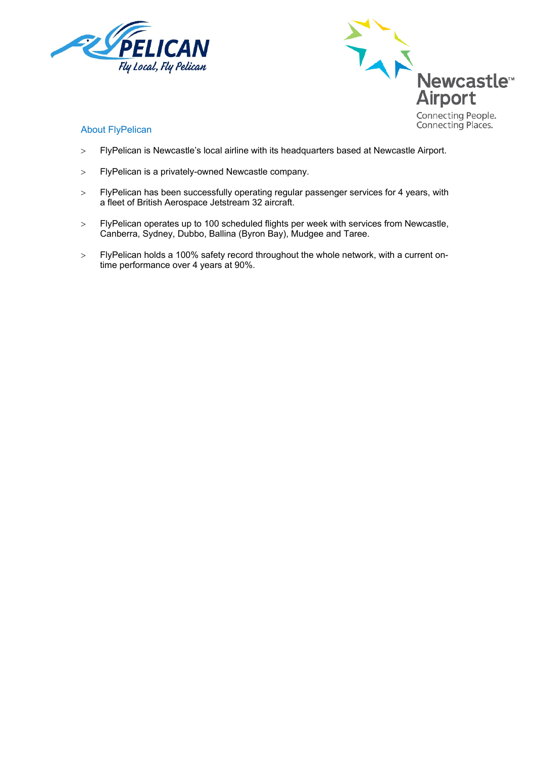## About FlyPelican

- FlyPelican is Newcastle's local airline with its headquarters based at Newcastle Airport.
- FlyPelican is a privately-owned Newcastle company.
- FlyPelican has been successfully operating regular passenger services for 4 years, with a fleet of British Aerospace Jetstream 32 aircraft.
- FlyPelican operates up to 100 scheduled flights per week with services from Newcastle, Canberra, Sydney, Dubbo, Ballina (Byron Bay), Mudgee and Taree.
- FlyPelican holds a 100% safety record throughout the whole network, with a current on-time performance over 4 years at 90%.